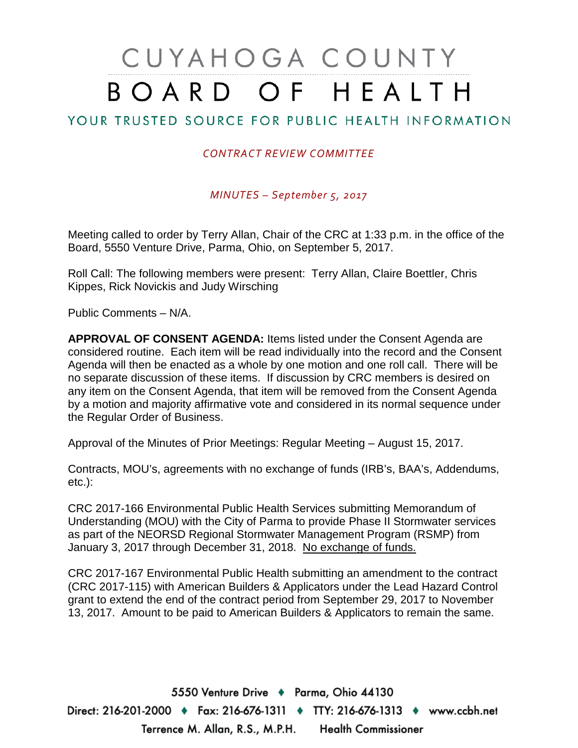# CUYAHOGA COUNTY BOARD OF HEALTH

## YOUR TRUSTED SOURCE FOR PUBLIC HEALTH INFORMATION

*CONTRACT REVIEW COMMITTEE*

*MINUTES – September 5, 2017*

Meeting called to order by Terry Allan, Chair of the CRC at 1:33 p.m. in the office of the Board, 5550 Venture Drive, Parma, Ohio, on September 5, 2017.

Roll Call: The following members were present: Terry Allan, Claire Boettler, Chris Kippes, Rick Novickis and Judy Wirsching

Public Comments – N/A.

**APPROVAL OF CONSENT AGENDA:** Items listed under the Consent Agenda are considered routine. Each item will be read individually into the record and the Consent Agenda will then be enacted as a whole by one motion and one roll call. There will be no separate discussion of these items. If discussion by CRC members is desired on any item on the Consent Agenda, that item will be removed from the Consent Agenda by a motion and majority affirmative vote and considered in its normal sequence under the Regular Order of Business.

Approval of the Minutes of Prior Meetings: Regular Meeting – August 15, 2017.

Contracts, MOU's, agreements with no exchange of funds (IRB's, BAA's, Addendums, etc.):

CRC 2017-166 Environmental Public Health Services submitting Memorandum of Understanding (MOU) with the City of Parma to provide Phase II Stormwater services as part of the NEORSD Regional Stormwater Management Program (RSMP) from January 3, 2017 through December 31, 2018. No exchange of funds.

CRC 2017-167 Environmental Public Health submitting an amendment to the contract (CRC 2017-115) with American Builders & Applicators under the Lead Hazard Control grant to extend the end of the contract period from September 29, 2017 to November 13, 2017. Amount to be paid to American Builders & Applicators to remain the same.

5550 Venture Drive ♦ Parma, Ohio 44130

Direct: 216-201-2000 ♦ Fax: 216-676-1311 ♦ TTY: 216-676-1313 ♦ www.ccbh.net

Terrence M. Allan, R.S., M.P.H. Health Commissioner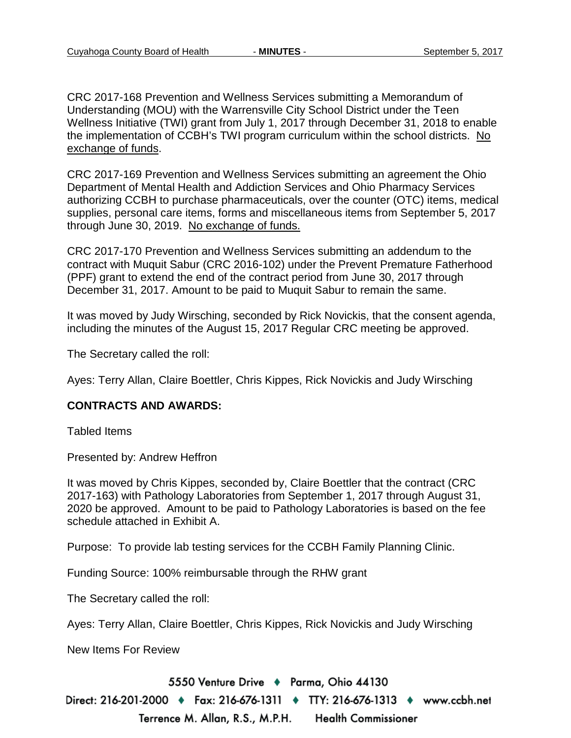CRC 2017-168 Prevention and Wellness Services submitting a Memorandum of Understanding (MOU) with the Warrensville City School District under the Teen Wellness Initiative (TWI) grant from July 1, 2017 through December 31, 2018 to enable the implementation of CCBH's TWI program curriculum within the school districts. No exchange of funds.

CRC 2017-169 Prevention and Wellness Services submitting an agreement the Ohio Department of Mental Health and Addiction Services and Ohio Pharmacy Services authorizing CCBH to purchase pharmaceuticals, over the counter (OTC) items, medical supplies, personal care items, forms and miscellaneous items from September 5, 2017 through June 30, 2019. No exchange of funds.

CRC 2017-170 Prevention and Wellness Services submitting an addendum to the contract with Muquit Sabur (CRC 2016-102) under the Prevent Premature Fatherhood (PPF) grant to extend the end of the contract period from June 30, 2017 through December 31, 2017. Amount to be paid to Muquit Sabur to remain the same.

It was moved by Judy Wirsching, seconded by Rick Novickis, that the consent agenda, including the minutes of the August 15, 2017 Regular CRC meeting be approved.

The Secretary called the roll:

Ayes: Terry Allan, Claire Boettler, Chris Kippes, Rick Novickis and Judy Wirsching

**CONTRACTS AND AWARDS:**

Tabled Items

Presented by: Andrew Heffron

It was moved by Chris Kippes, seconded by, Claire Boettler that the contract (CRC 2017-163) with Pathology Laboratories from September 1, 2017 through August 31, 2020 be approved. Amount to be paid to Pathology Laboratories is based on the fee schedule attached in Exhibit A.

Purpose: To provide lab testing services for the CCBH Family Planning Clinic.

Funding Source: 100% reimbursable through the RHW grant

The Secretary called the roll:

Ayes: Terry Allan, Claire Boettler, Chris Kippes, Rick Novickis and Judy Wirsching

New Items For Review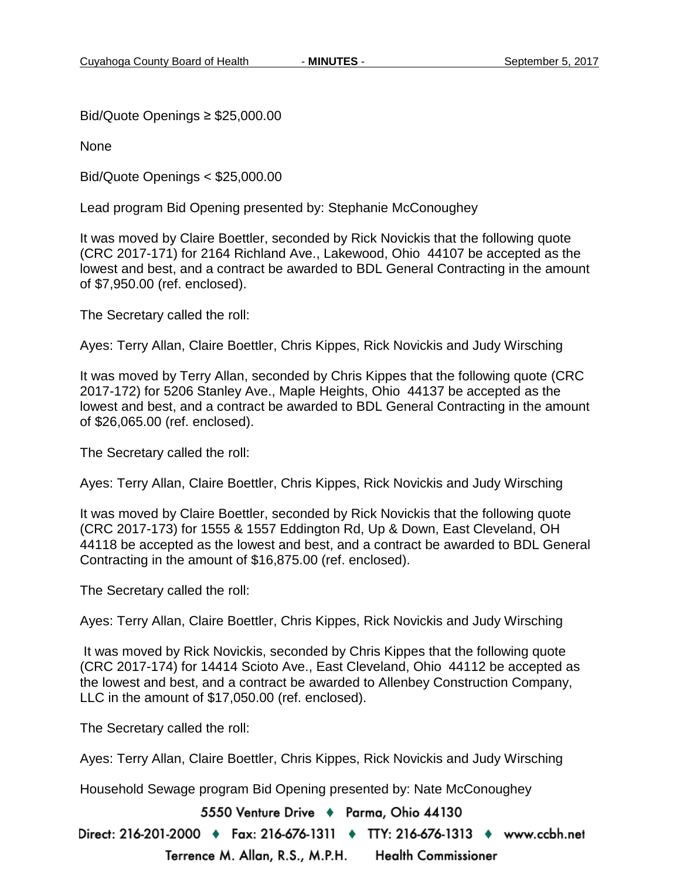Bid/Quote Openings ≥ $25,000.00

None

Bid/Quote Openings < $25,000.00

Lead program Bid Opening presented by: Stephanie McConoughey

It was moved by Claire Boettler, seconded by Rick Novickis that the following quote (CRC 2017-171) for 2164 Richland Ave., Lakewood, Ohio 44107 be accepted as the lowest and best, and a contract be awarded to BDL General Contracting in the amount of $7,950.00 (ref. enclosed).

The Secretary called the roll:

Ayes: Terry Allan, Claire Boettler, Chris Kippes, Rick Novickis and Judy Wirsching

It was moved by Terry Allan, seconded by Chris Kippes that the following quote (CRC 2017-172) for 5206 Stanley Ave., Maple Heights, Ohio 44137 be accepted as the lowest and best, and a contract be awarded to BDL General Contracting in the amount of $26,065.00 (ref. enclosed).

The Secretary called the roll:

Ayes: Terry Allan, Claire Boettler, Chris Kippes, Rick Novickis and Judy Wirsching

It was moved by Claire Boettler, seconded by Rick Novickis that the following quote (CRC 2017-173) for 1555 & 1557 Eddington Rd, Up & Down, East Cleveland, OH 44118 be accepted as the lowest and best, and a contract be awarded to BDL General Contracting in the amount of $16,875.00 (ref. enclosed).

The Secretary called the roll:

Ayes: Terry Allan, Claire Boettler, Chris Kippes, Rick Novickis and Judy Wirsching

It was moved by Rick Novickis, seconded by Chris Kippes that the following quote (CRC 2017-174) for 14414 Scioto Ave., East Cleveland, Ohio 44112 be accepted as the lowest and best, and a contract be awarded to Allenbey Construction Company, LLC in the amount of $17,050.00 (ref. enclosed).

The Secretary called the roll:

Ayes: Terry Allan, Claire Boettler, Chris Kippes, Rick Novickis and Judy Wirsching

Household Sewage program Bid Opening presented by: Nate McConoughey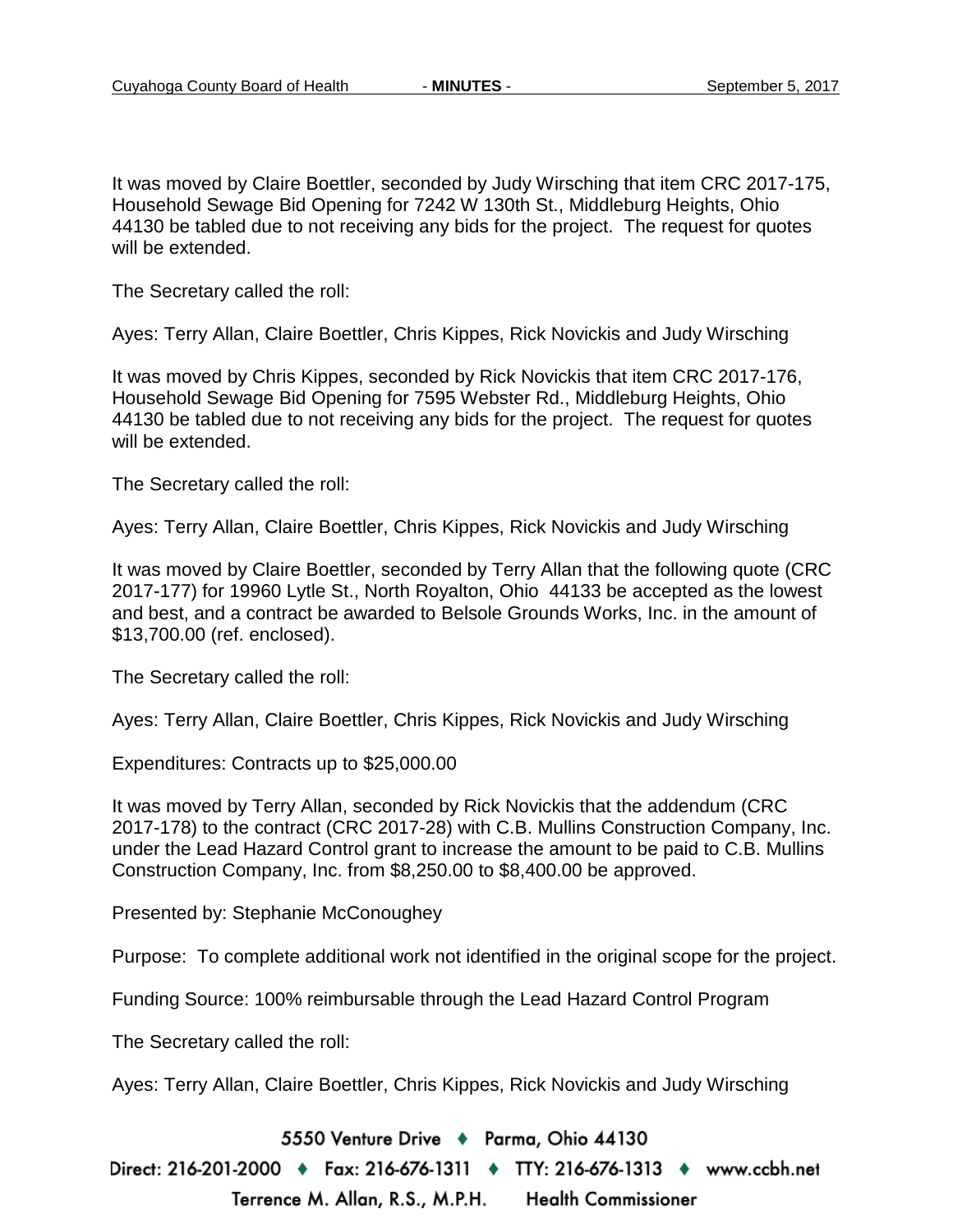It was moved by Claire Boettler, seconded by Judy Wirsching that item CRC 2017-175, Household Sewage Bid Opening for 7242 W 130th St., Middleburg Heights, Ohio 44130 be tabled due to not receiving any bids for the project. The request for quotes will be extended.

The Secretary called the roll:

Ayes: Terry Allan, Claire Boettler, Chris Kippes, Rick Novickis and Judy Wirsching

It was moved by Chris Kippes, seconded by Rick Novickis that item CRC 2017-176, Household Sewage Bid Opening for 7595 Webster Rd., Middleburg Heights, Ohio 44130 be tabled due to not receiving any bids for the project. The request for quotes will be extended.

The Secretary called the roll:

Ayes: Terry Allan, Claire Boettler, Chris Kippes, Rick Novickis and Judy Wirsching

It was moved by Claire Boettler, seconded by Terry Allan that the following quote (CRC 2017-177) for 19960 Lytle St., North Royalton, Ohio 44133 be accepted as the lowest and best, and a contract be awarded to Belsole Grounds Works, Inc. in the amount of $13,700.00 (ref. enclosed).

The Secretary called the roll:

Ayes: Terry Allan, Claire Boettler, Chris Kippes, Rick Novickis and Judy Wirsching

Expenditures: Contracts up to $25,000.00

It was moved by Terry Allan, seconded by Rick Novickis that the addendum (CRC 2017-178) to the contract (CRC 2017-28) with C.B. Mullins Construction Company, Inc. under the Lead Hazard Control grant to increase the amount to be paid to C.B. Mullins Construction Company, Inc. from $8,250.00 to $8,400.00 be approved.

Presented by: Stephanie McConoughey

Purpose: To complete additional work not identified in the original scope for the project.

Funding Source: 100% reimbursable through the Lead Hazard Control Program

The Secretary called the roll:

Ayes: Terry Allan, Claire Boettler, Chris Kippes, Rick Novickis and Judy Wirsching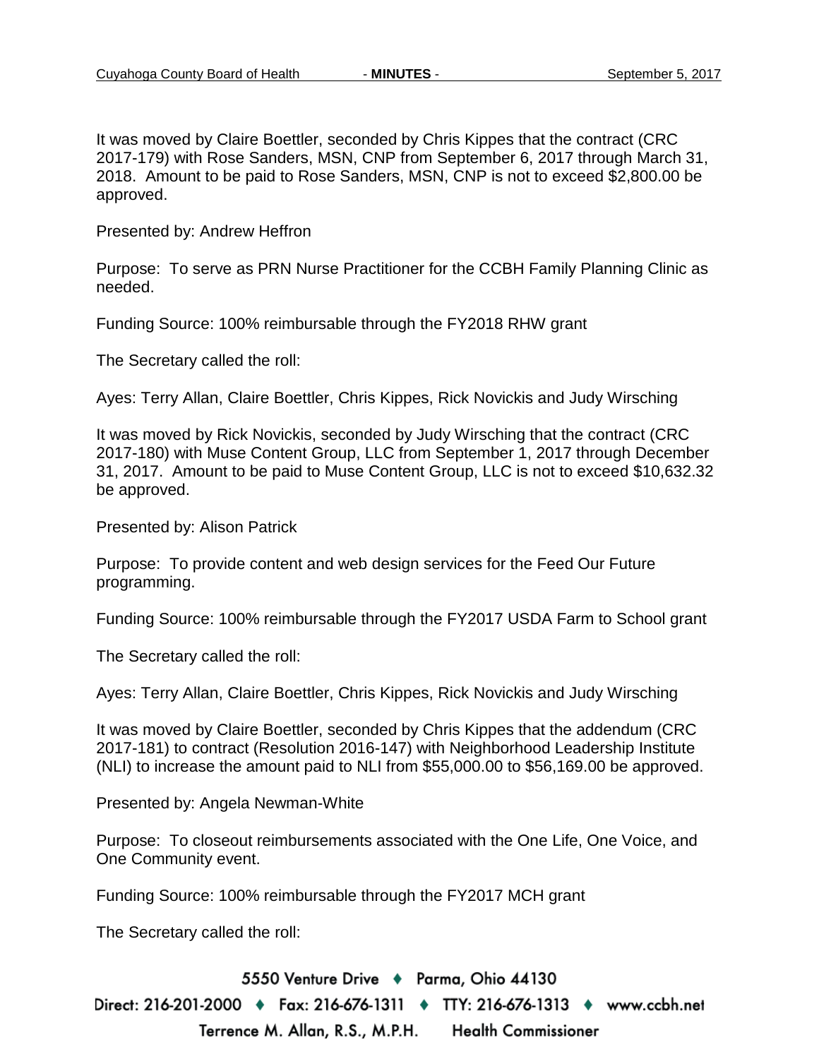It was moved by Claire Boettler, seconded by Chris Kippes that the contract (CRC 2017-179) with Rose Sanders, MSN, CNP from September 6, 2017 through March 31, 2018. Amount to be paid to Rose Sanders, MSN, CNP is not to exceed $2,800.00 be approved.

Presented by: Andrew Heffron

Purpose: To serve as PRN Nurse Practitioner for the CCBH Family Planning Clinic as needed.

Funding Source: 100% reimbursable through the FY2018 RHW grant

The Secretary called the roll:

Ayes: Terry Allan, Claire Boettler, Chris Kippes, Rick Novickis and Judy Wirsching

It was moved by Rick Novickis, seconded by Judy Wirsching that the contract (CRC 2017-180) with Muse Content Group, LLC from September 1, 2017 through December 31, 2017. Amount to be paid to Muse Content Group, LLC is not to exceed $10,632.32 be approved.

Presented by: Alison Patrick

Purpose: To provide content and web design services for the Feed Our Future programming.

Funding Source: 100% reimbursable through the FY2017 USDA Farm to School grant

The Secretary called the roll:

Ayes: Terry Allan, Claire Boettler, Chris Kippes, Rick Novickis and Judy Wirsching

It was moved by Claire Boettler, seconded by Chris Kippes that the addendum (CRC 2017-181) to contract (Resolution 2016-147) with Neighborhood Leadership Institute (NLI) to increase the amount paid to NLI from $55,000.00 to $56,169.00 be approved.

Presented by: Angela Newman-White

Purpose: To closeout reimbursements associated with the One Life, One Voice, and One Community event.

Funding Source: 100% reimbursable through the FY2017 MCH grant

The Secretary called the roll: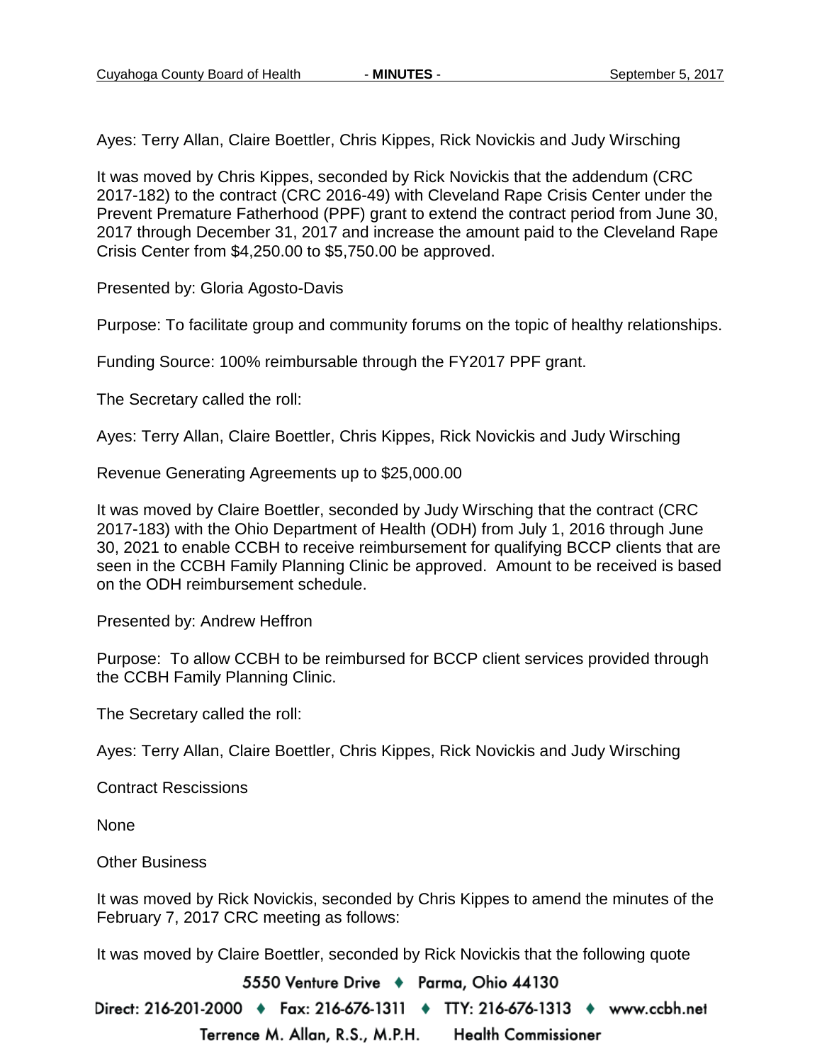Ayes: Terry Allan, Claire Boettler, Chris Kippes, Rick Novickis and Judy Wirsching

It was moved by Chris Kippes, seconded by Rick Novickis that the addendum (CRC 2017-182) to the contract (CRC 2016-49) with Cleveland Rape Crisis Center under the Prevent Premature Fatherhood (PPF) grant to extend the contract period from June 30, 2017 through December 31, 2017 and increase the amount paid to the Cleveland Rape Crisis Center from $4,250.00 to $5,750.00 be approved.

Presented by: Gloria Agosto-Davis

Purpose: To facilitate group and community forums on the topic of healthy relationships.

Funding Source: 100% reimbursable through the FY2017 PPF grant.

The Secretary called the roll:

Ayes: Terry Allan, Claire Boettler, Chris Kippes, Rick Novickis and Judy Wirsching

Revenue Generating Agreements up to $25,000.00

It was moved by Claire Boettler, seconded by Judy Wirsching that the contract (CRC 2017-183) with the Ohio Department of Health (ODH) from July 1, 2016 through June 30, 2021 to enable CCBH to receive reimbursement for qualifying BCCP clients that are seen in the CCBH Family Planning Clinic be approved. Amount to be received is based on the ODH reimbursement schedule.

Presented by: Andrew Heffron

Purpose: To allow CCBH to be reimbursed for BCCP client services provided through the CCBH Family Planning Clinic.

The Secretary called the roll:

Ayes: Terry Allan, Claire Boettler, Chris Kippes, Rick Novickis and Judy Wirsching

Contract Rescissions

None

Other Business

It was moved by Rick Novickis, seconded by Chris Kippes to amend the minutes of the February 7, 2017 CRC meeting as follows:

It was moved by Claire Boettler, seconded by Rick Novickis that the following quote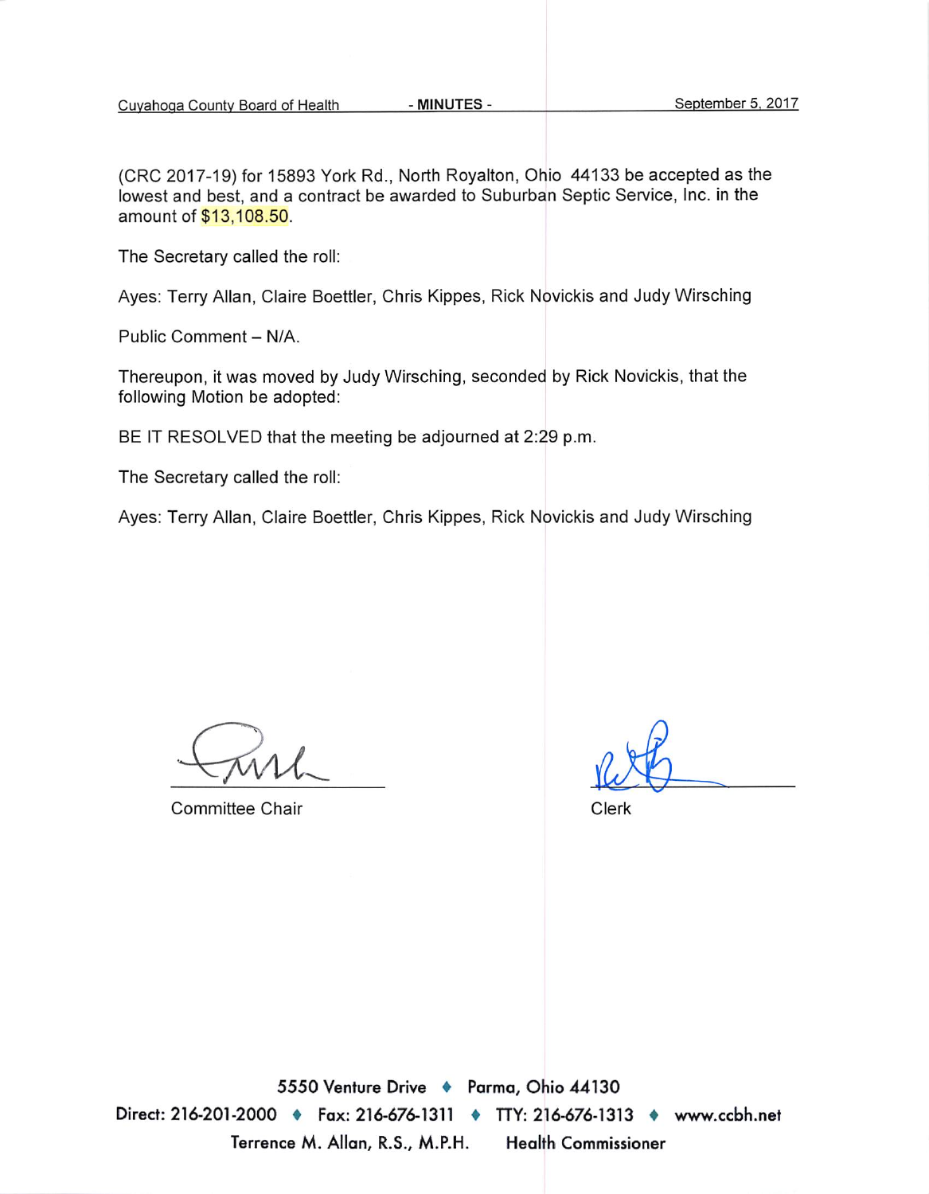(CRC 2017-19) for 15893 York Rd., North Royalton, Ohio 44133 be accepted as the lowest and best, and a contract be awarded to Suburban Septic Service, Inc. in the amount of $13,108.50.

The Secretary called the roll:

Ayes: Terry Allan, Claire Boettler, Chris Kippes, Rick Novickis and Judy Wirsching

Public Comment – N/A.

Thereupon, it was moved by Judy Wirsching, seconded by Rick Novickis, that the following Motion be adopted:

BE IT RESOLVED that the meeting be adjourned at 2:29 p.m.

The Secretary called the roll:

Ayes: Terry Allan, Claire Boettler, Chris Kippes, Rick Novickis and Judy Wirsching

Committee Chair

Clerk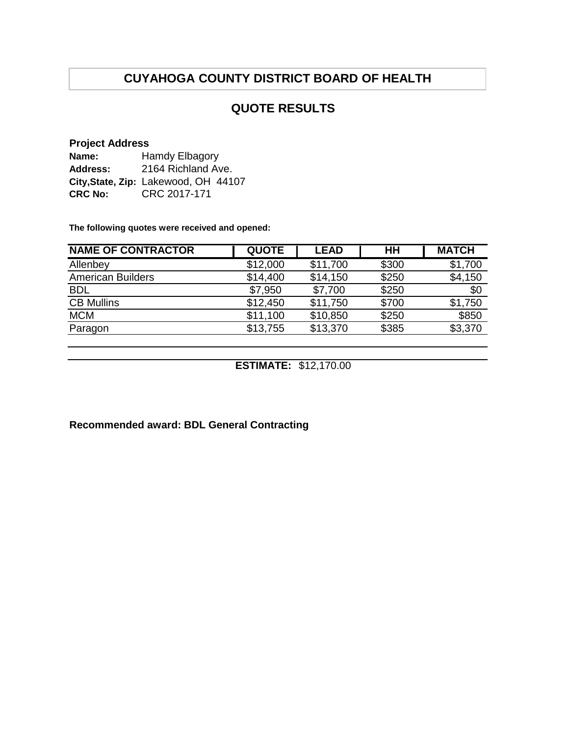# CUYAHOGA COUNTY DISTRICT BOARD OF HEALTH

## QUOTE RESULTS

**Project Address**

**Name:** Hamdy Elbagory
**Address:** 2164 Richland Ave.
**City,State, Zip:** Lakewood, OH 44107
**CRC No:** CRC 2017-171

**The following quotes were received and opened:**

| NAME OF CONTRACTOR | QUOTE | LEAD | HH | MATCH |
|---|---|---|---|---|
| Allenbey | $12,000 | $11,700 | $300 | $1,700 |
| American Builders | $14,400 | $14,150 | $250 | $4,150 |
| BDL | $7,950 | $7,700 | $250 | $0 |
| CB Mullins | $12,450 | $11,750 | $700 | $1,750 |
| MCM | $11,100 | $10,850 | $250 | $850 |
| Paragon | $13,755 | $13,370 | $385 | $3,370 |

**ESTIMATE:** $12,170.00

**Recommended award: BDL General Contracting**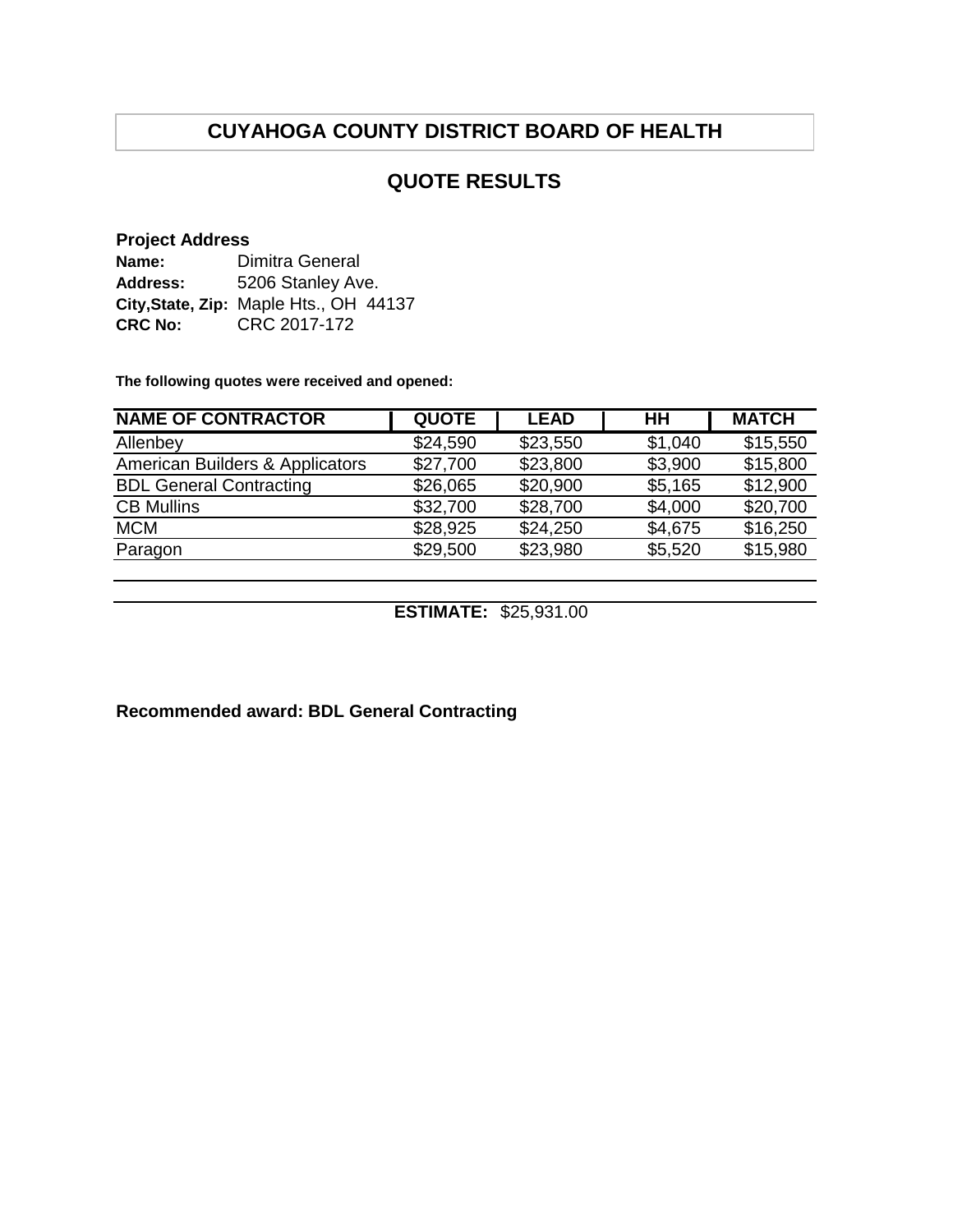# CUYAHOGA COUNTY DISTRICT BOARD OF HEALTH

## QUOTE RESULTS

**Project Address**
**Name:** Dimitra General
**Address:** 5206 Stanley Ave.
**City,State, Zip:** Maple Hts., OH 44137
**CRC No:** CRC 2017-172

**The following quotes were received and opened:**

| NAME OF CONTRACTOR | QUOTE | LEAD | HH | MATCH |
|---|---|---|---|---|
| Allenbey | $24,590 | $23,550 | $1,040 | $15,550 |
| American Builders & Applicators | $27,700 | $23,800 | $3,900 | $15,800 |
| BDL General Contracting | $26,065 | $20,900 | $5,165 | $12,900 |
| CB Mullins | $32,700 | $28,700 | $4,000 | $20,700 |
| MCM | $28,925 | $24,250 | $4,675 | $16,250 |
| Paragon | $29,500 | $23,980 | $5,520 | $15,980 |

**ESTIMATE:** $25,931.00

**Recommended award: BDL General Contracting**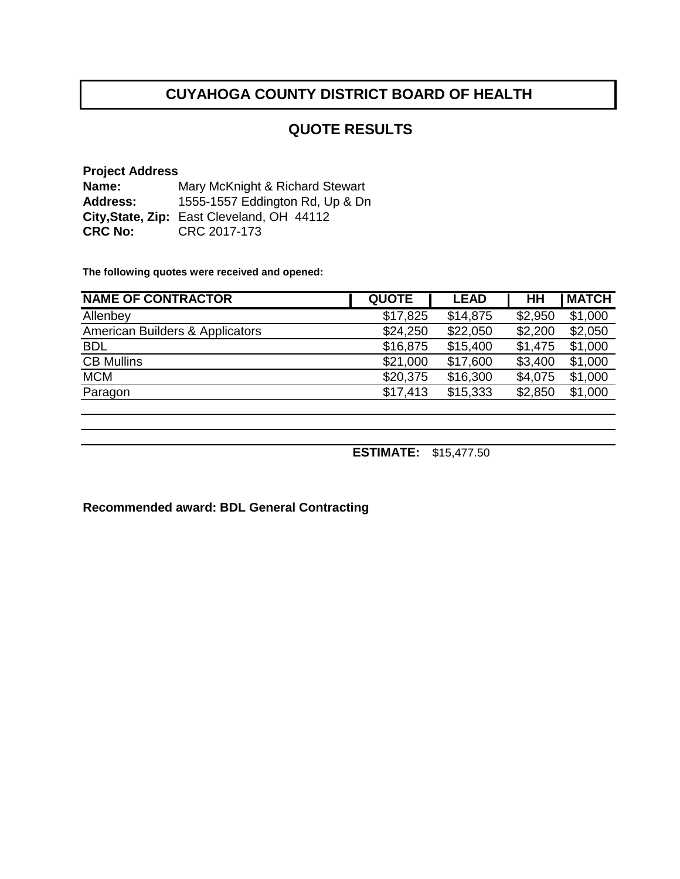# CUYAHOGA COUNTY DISTRICT BOARD OF HEALTH

## QUOTE RESULTS

**Project Address**

**Name:** Mary McKnight & Richard Stewart
**Address:** 1555-1557 Eddington Rd, Up & Dn
**City,State, Zip:** East Cleveland, OH 44112
**CRC No:** CRC 2017-173

**The following quotes were received and opened:**

| NAME OF CONTRACTOR | QUOTE | LEAD | HH | MATCH |
|---|---|---|---|---|
| Allenbey | $17,825 | $14,875 | $2,950 | $1,000 |
| American Builders & Applicators | $24,250 | $22,050 | $2,200 | $2,050 |
| BDL | $16,875 | $15,400 | $1,475 | $1,000 |
| CB Mullins | $21,000 | $17,600 | $3,400 | $1,000 |
| MCM | $20,375 | $16,300 | $4,075 | $1,000 |
| Paragon | $17,413 | $15,333 | $2,850 | $1,000 |

**ESTIMATE:** $15,477.50

**Recommended award: BDL General Contracting**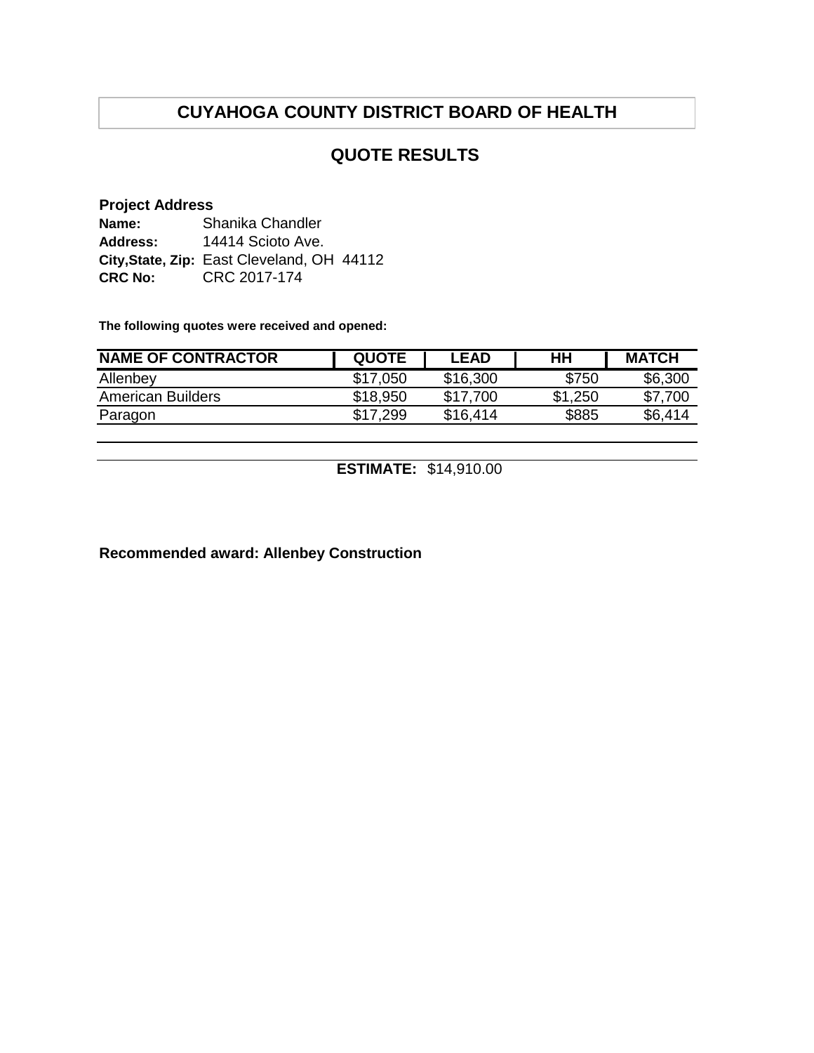# CUYAHOGA COUNTY DISTRICT BOARD OF HEALTH

## QUOTE RESULTS

**Project Address**

**Name:** Shanika Chandler
**Address:** 14414 Scioto Ave.
**City,State, Zip:** East Cleveland, OH 44112
**CRC No:** CRC 2017-174

**The following quotes were received and opened:**

| NAME OF CONTRACTOR | QUOTE | LEAD | HH | MATCH |
|---|---|---|---|---|
| Allenbey | $17,050 | $16,300 | $750 | $6,300 |
| American Builders | $18,950 | $17,700 | $1,250 | $7,700 |
| Paragon | $17,299 | $16,414 | $885 | $6,414 |

**ESTIMATE:** $14,910.00

**Recommended award: Allenbey Construction**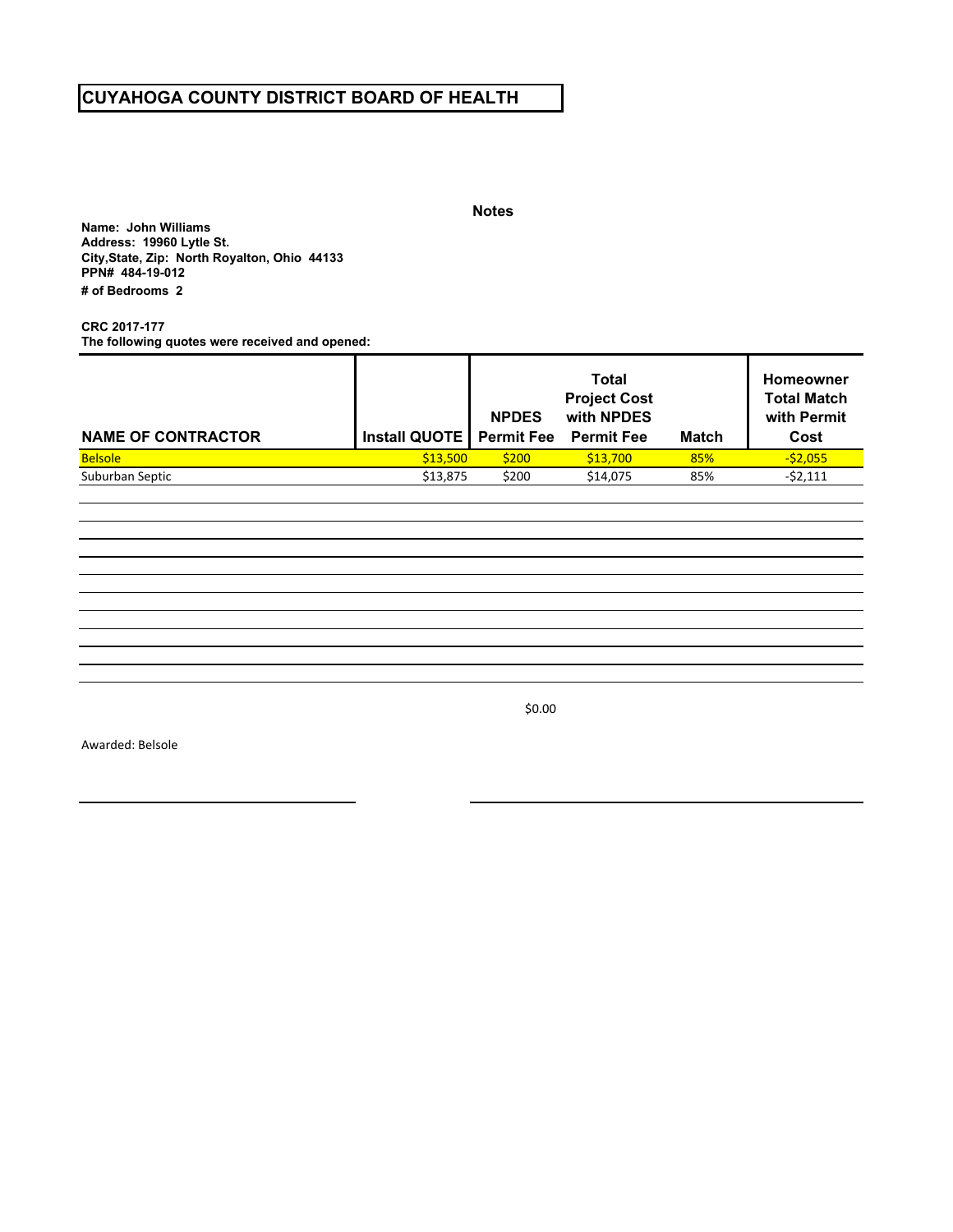# CUYAHOGA COUNTY DISTRICT BOARD OF HEALTH

**Notes**

**Name: John Williams**
**Address: 19960 Lytle St.**
**City,State, Zip: North Royalton, Ohio 44133**
**PPN# 484-19-012**
**# of Bedrooms 2**

**CRC 2017-177**
**The following quotes were received and opened:**

| NAME OF CONTRACTOR | Install QUOTE | NPDES Permit Fee | Total Project Cost with NPDES Permit Fee | Match | Homeowner Total Match with Permit Cost |
|---|---|---|---|---|---|
| Belsole | $13,500 | $200 | $13,700 | 85% | -$2,055 |
| Suburban Septic | $13,875 | $200 | $14,075 | 85% | -$2,111 |

$0.00

Awarded: Belsole